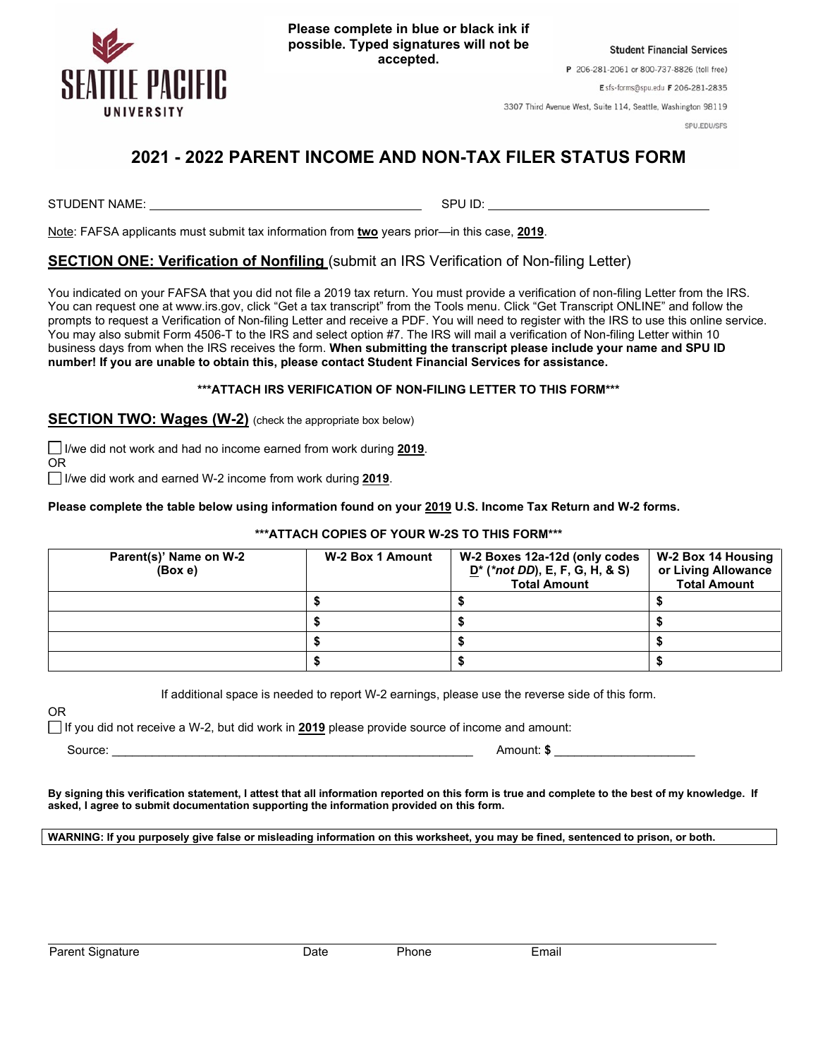SEATTLE PACIFIC UNIVERSITY

**Please complete in blue or black ink if possible. Typed signatures will not be accepted.**

Student Financial Services
P 206-281-2061 or 800-737-8826 (toll free)
E sfs-forms@spu.edu F 206-281-2835
3307 Third Avenue West, Suite 114, Seattle, Washington 98119
SPU.EDU/SFS

# 2021 - 2022 PARENT INCOME AND NON-TAX FILER STATUS FORM

STUDENT NAME: ______________________________ SPU ID: ______________________________

Note: FAFSA applicants must submit tax information from **two** years prior—in this case, **2019**.

## SECTION ONE: Verification of Nonfiling (submit an IRS Verification of Non-filing Letter)

You indicated on your FAFSA that you did not file a 2019 tax return. You must provide a verification of non-filing Letter from the IRS. You can request one at www.irs.gov, click "Get a tax transcript" from the Tools menu. Click "Get Transcript ONLINE" and follow the prompts to request a Verification of Non-filing Letter and receive a PDF. You will need to register with the IRS to use this online service. You may also submit Form 4506-T to the IRS and select option #7. The IRS will mail a verification of Non-filing Letter within 10 business days from when the IRS receives the form. **When submitting the transcript please include your name and SPU ID number! If you are unable to obtain this, please contact Student Financial Services for assistance.**

**\*\*\*ATTACH IRS VERIFICATION OF NON-FILING LETTER TO THIS FORM\*\*\***

## SECTION TWO: Wages (W-2) (check the appropriate box below)

☐ I/we did not work and had no income earned from work during **2019**.

OR

☐ I/we did work and earned W-2 income from work during **2019**.

**Please complete the table below using information found on your 2019 U.S. Income Tax Return and W-2 forms.**

**\*\*\*ATTACH COPIES OF YOUR W-2S TO THIS FORM\*\*\***

| Parent(s)' Name on W-2 (Box e) | W-2 Box 1 Amount | W-2 Boxes 12a-12d (only codes D* (*not DD), E, F, G, H, & S) Total Amount | W-2 Box 14 Housing or Living Allowance Total Amount |
|---|---|---|---|
| | $ | $ | $ |
| | $ | $ | $ |
| | $ | $ | $ |
| | $ | $ | $ |

If additional space is needed to report W-2 earnings, please use the reverse side of this form.

OR

☐ If you did not receive a W-2, but did work in **2019** please provide source of income and amount:

Source: ______________________________________________ Amount: **$** ____________________

**By signing this verification statement, I attest that all information reported on this form is true and complete to the best of my knowledge. If asked, I agree to submit documentation supporting the information provided on this form.**

**WARNING: If you purposely give false or misleading information on this worksheet, you may be fined, sentenced to prison, or both.**

_____________________________________________________________________________

Parent Signature Date Phone Email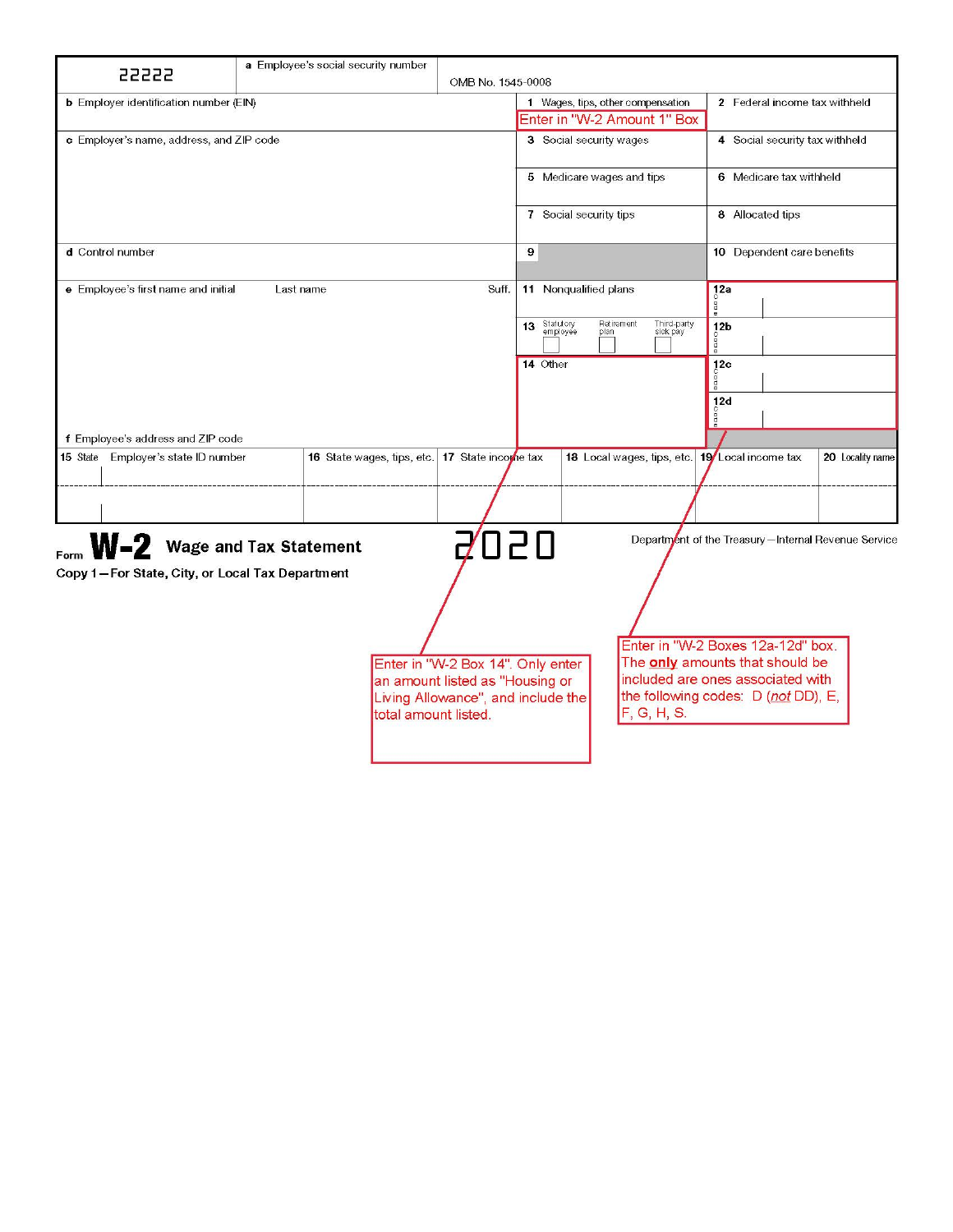22222

a Employee's social security number

OMB No. 1545-0008

| | | | |
|---|---|---|---|
| b Employer identification number (EIN) | | 1 Wages, tips, other compensation<br>Enter in "W-2 Amount 1" Box | 2 Federal income tax withheld |
| c Employer's name, address, and ZIP code | | 3 Social security wages | 4 Social security tax withheld |
| | | 5 Medicare wages and tips | 6 Medicare tax withheld |
| | | 7 Social security tips | 8 Allocated tips |
| d Control number | | 9 | 10 Dependent care benefits |
| e Employee's first name and initial | Last name Suff. | 11 Nonqualified plans | 12a Code |
| | | 13 Statutory employee / Retirement plan / Third-party sick pay | 12b Code |
| | | 14 Other | 12c Code |
| f Employee's address and ZIP code | | | 12d Code |

| 15 State | Employer's state ID number | 16 State wages, tips, etc. | 17 State income tax | 18 Local wages, tips, etc. | 19 Local income tax | 20 Locality name |
|---|---|---|---|---|---|---|
| | | | | | | |
| | | | | | | |

Form **W-2** Wage and Tax Statement **2020**

Department of the Treasury—Internal Revenue Service

**Copy 1—For State, City, or Local Tax Department**

Enter in "W-2 Box 14". Only enter an amount listed as "Housing or Living Allowance", and include the total amount listed.

Enter in "W-2 Boxes 12a-12d" box. The **only** amounts that should be included are ones associated with the following codes: D (*not* DD), E, F, G, H, S.